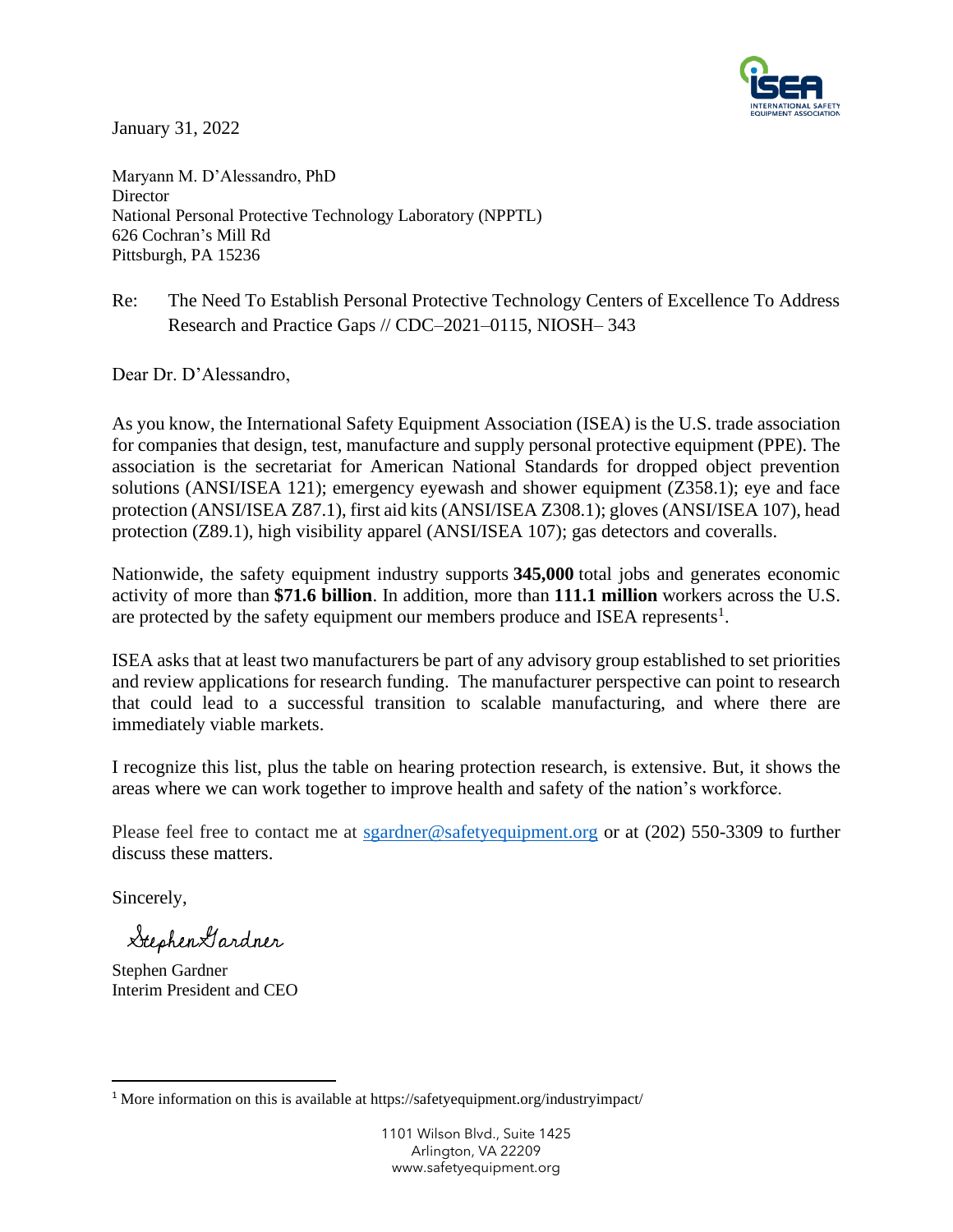January 31, 2022

Maryann M. D'Alessandro, PhD
Director
National Personal Protective Technology Laboratory (NPPTL)
626 Cochran's Mill Rd
Pittsburgh, PA 15236

Re: The Need To Establish Personal Protective Technology Centers of Excellence To Address Research and Practice Gaps // CDC–2021–0115, NIOSH– 343

Dear Dr. D'Alessandro,

As you know, the International Safety Equipment Association (ISEA) is the U.S. trade association for companies that design, test, manufacture and supply personal protective equipment (PPE). The association is the secretariat for American National Standards for dropped object prevention solutions (ANSI/ISEA 121); emergency eyewash and shower equipment (Z358.1); eye and face protection (ANSI/ISEA Z87.1), first aid kits (ANSI/ISEA Z308.1); gloves (ANSI/ISEA 107), head protection (Z89.1), high visibility apparel (ANSI/ISEA 107); gas detectors and coveralls.

Nationwide, the safety equipment industry supports **345,000** total jobs and generates economic activity of more than **$71.6 billion**. In addition, more than **111.1 million** workers across the U.S. are protected by the safety equipment our members produce and ISEA represents[1].

ISEA asks that at least two manufacturers be part of any advisory group established to set priorities and review applications for research funding. The manufacturer perspective can point to research that could lead to a successful transition to scalable manufacturing, and where there are immediately viable markets.

I recognize this list, plus the table on hearing protection research, is extensive. But, it shows the areas where we can work together to improve health and safety of the nation's workforce.

Please feel free to contact me at sgardner@safetyequipment.org or at (202) 550-3309 to further discuss these matters.

Sincerely,

Stephen Gardner

Stephen Gardner
Interim President and CEO

[1] More information on this is available at https://safetyequipment.org/industryimpact/

1101 Wilson Blvd., Suite 1425
Arlington, VA 22209
www.safetyequipment.org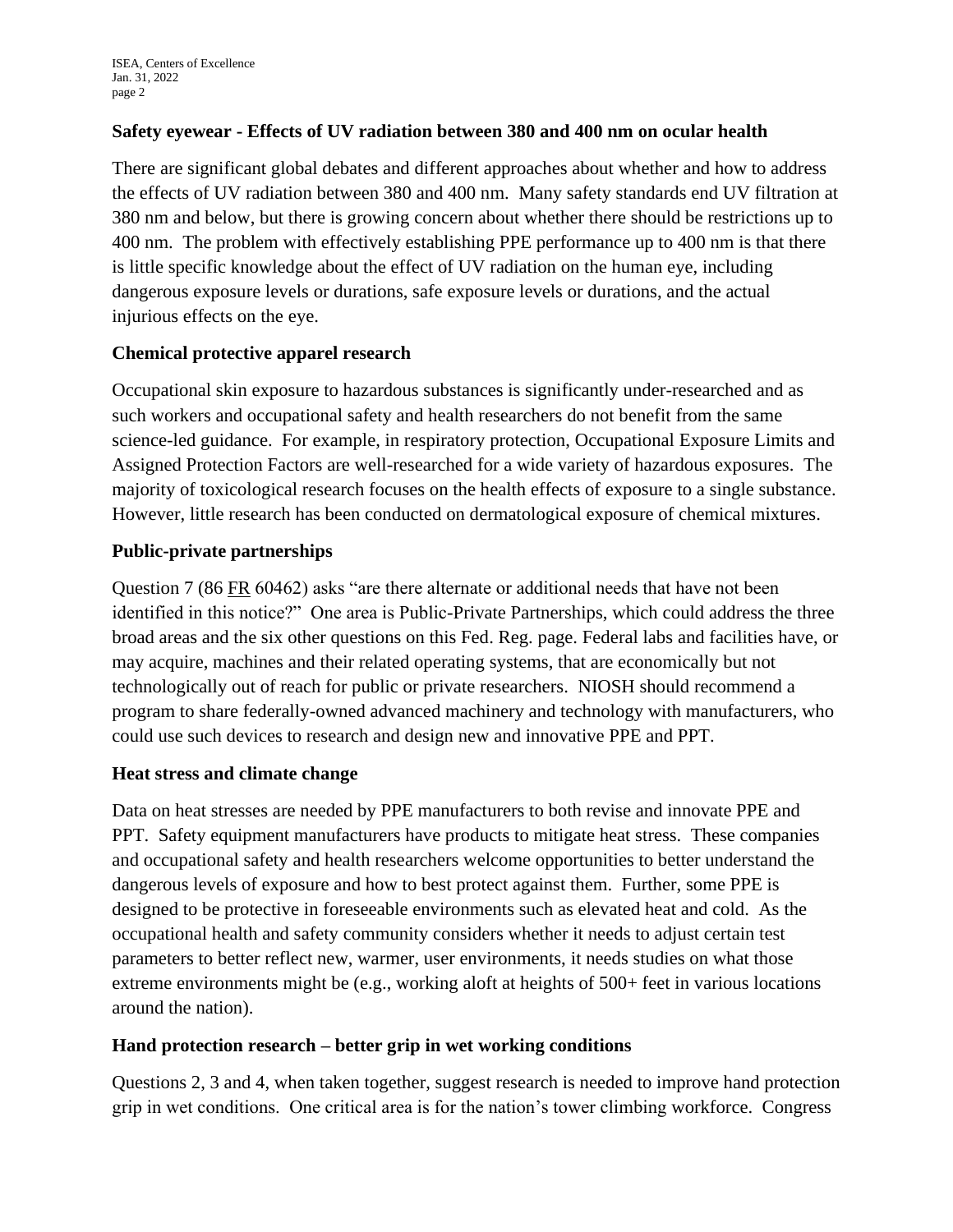**Safety eyewear - Effects of UV radiation between 380 and 400 nm on ocular health**

There are significant global debates and different approaches about whether and how to address the effects of UV radiation between 380 and 400 nm. Many safety standards end UV filtration at 380 nm and below, but there is growing concern about whether there should be restrictions up to 400 nm. The problem with effectively establishing PPE performance up to 400 nm is that there is little specific knowledge about the effect of UV radiation on the human eye, including dangerous exposure levels or durations, safe exposure levels or durations, and the actual injurious effects on the eye.

**Chemical protective apparel research**

Occupational skin exposure to hazardous substances is significantly under-researched and as such workers and occupational safety and health researchers do not benefit from the same science-led guidance. For example, in respiratory protection, Occupational Exposure Limits and Assigned Protection Factors are well-researched for a wide variety of hazardous exposures. The majority of toxicological research focuses on the health effects of exposure to a single substance. However, little research has been conducted on dermatological exposure of chemical mixtures.

**Public-private partnerships**

Question 7 (86 FR 60462) asks "are there alternate or additional needs that have not been identified in this notice?" One area is Public-Private Partnerships, which could address the three broad areas and the six other questions on this Fed. Reg. page. Federal labs and facilities have, or may acquire, machines and their related operating systems, that are economically but not technologically out of reach for public or private researchers. NIOSH should recommend a program to share federally-owned advanced machinery and technology with manufacturers, who could use such devices to research and design new and innovative PPE and PPT.

**Heat stress and climate change**

Data on heat stresses are needed by PPE manufacturers to both revise and innovate PPE and PPT. Safety equipment manufacturers have products to mitigate heat stress. These companies and occupational safety and health researchers welcome opportunities to better understand the dangerous levels of exposure and how to best protect against them. Further, some PPE is designed to be protective in foreseeable environments such as elevated heat and cold. As the occupational health and safety community considers whether it needs to adjust certain test parameters to better reflect new, warmer, user environments, it needs studies on what those extreme environments might be (e.g., working aloft at heights of 500+ feet in various locations around the nation).

**Hand protection research – better grip in wet working conditions**

Questions 2, 3 and 4, when taken together, suggest research is needed to improve hand protection grip in wet conditions. One critical area is for the nation's tower climbing workforce. Congress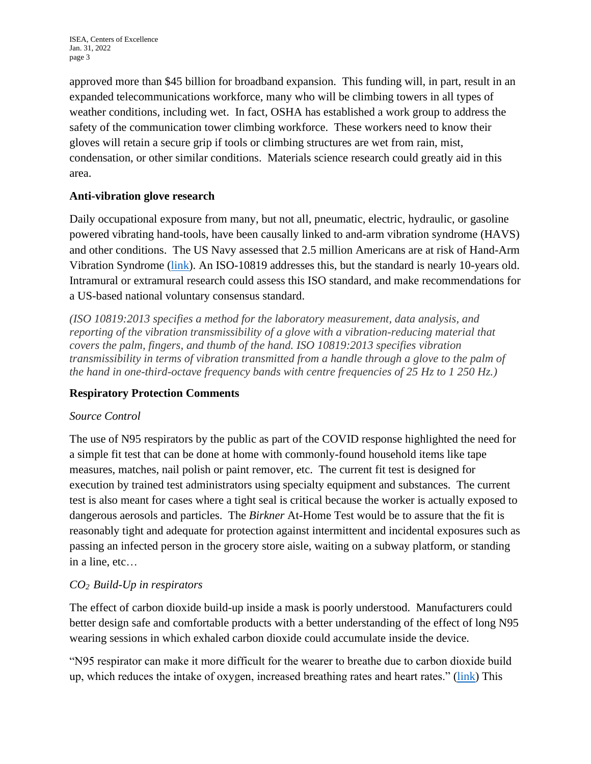approved more than $45 billion for broadband expansion. This funding will, in part, result in an expanded telecommunications workforce, many who will be climbing towers in all types of weather conditions, including wet. In fact, OSHA has established a work group to address the safety of the communication tower climbing workforce. These workers need to know their gloves will retain a secure grip if tools or climbing structures are wet from rain, mist, condensation, or other similar conditions. Materials science research could greatly aid in this area.

**Anti-vibration glove research**

Daily occupational exposure from many, but not all, pneumatic, electric, hydraulic, or gasoline powered vibrating hand-tools, have been causally linked to and-arm vibration syndrome (HAVS) and other conditions. The US Navy assessed that 2.5 million Americans are at risk of Hand-Arm Vibration Syndrome (link). An ISO-10819 addresses this, but the standard is nearly 10-years old. Intramural or extramural research could assess this ISO standard, and make recommendations for a US-based national voluntary consensus standard.

*(ISO 10819:2013 specifies a method for the laboratory measurement, data analysis, and reporting of the vibration transmissibility of a glove with a vibration-reducing material that covers the palm, fingers, and thumb of the hand. ISO 10819:2013 specifies vibration transmissibility in terms of vibration transmitted from a handle through a glove to the palm of the hand in one-third-octave frequency bands with centre frequencies of 25 Hz to 1 250 Hz.)*

**Respiratory Protection Comments**

*Source Control*

The use of N95 respirators by the public as part of the COVID response highlighted the need for a simple fit test that can be done at home with commonly-found household items like tape measures, matches, nail polish or paint remover, etc. The current fit test is designed for execution by trained test administrators using specialty equipment and substances. The current test is also meant for cases where a tight seal is critical because the worker is actually exposed to dangerous aerosols and particles. The *Birkner* At-Home Test would be to assure that the fit is reasonably tight and adequate for protection against intermittent and incidental exposures such as passing an infected person in the grocery store aisle, waiting on a subway platform, or standing in a line, etc…

*$CO_2$ Build-Up in respirators*

The effect of carbon dioxide build-up inside a mask is poorly understood. Manufacturers could better design safe and comfortable products with a better understanding of the effect of long N95 wearing sessions in which exhaled carbon dioxide could accumulate inside the device.

"N95 respirator can make it more difficult for the wearer to breathe due to carbon dioxide build up, which reduces the intake of oxygen, increased breathing rates and heart rates." (link) This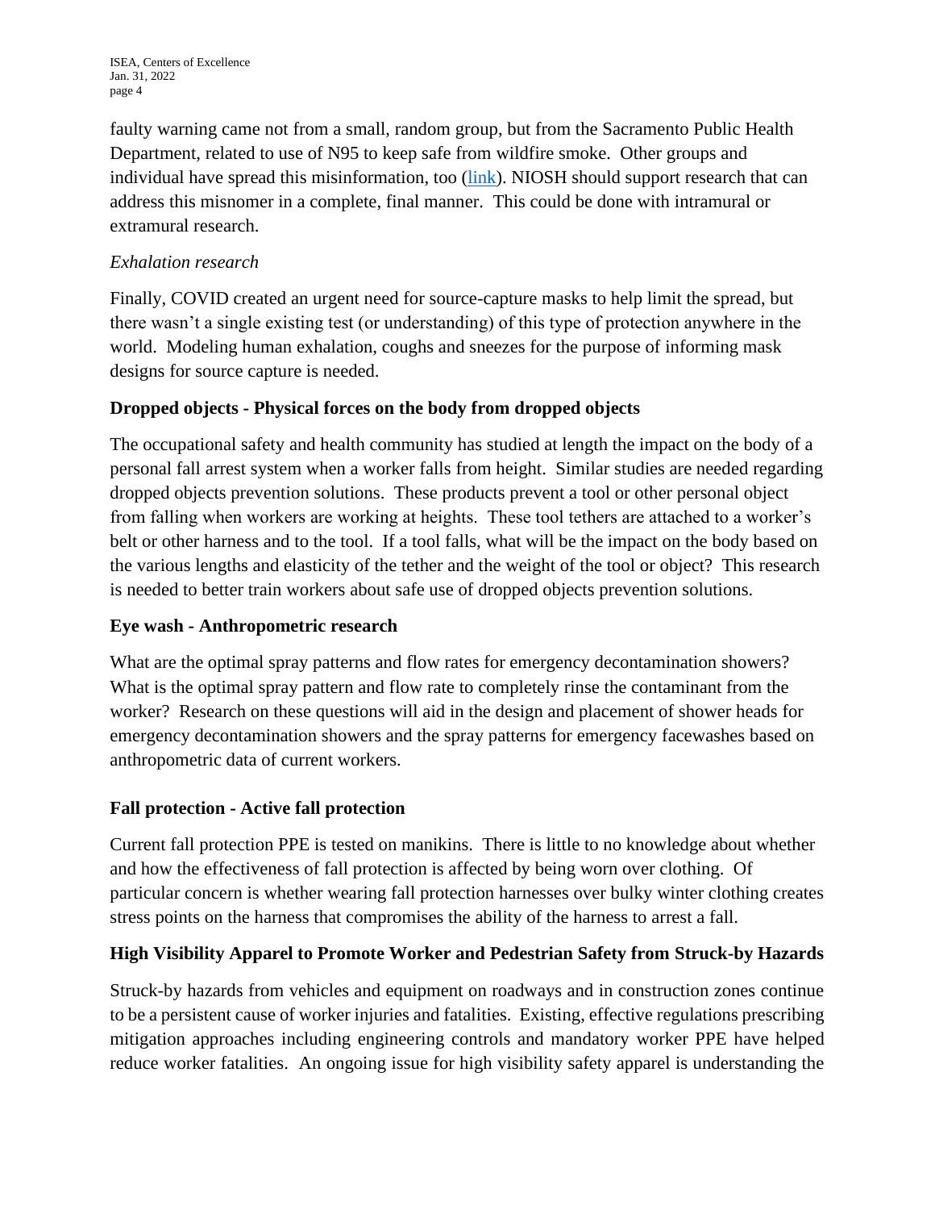faulty warning came not from a small, random group, but from the Sacramento Public Health Department, related to use of N95 to keep safe from wildfire smoke. Other groups and individual have spread this misinformation, too (link). NIOSH should support research that can address this misnomer in a complete, final manner. This could be done with intramural or extramural research.

*Exhalation research*

Finally, COVID created an urgent need for source-capture masks to help limit the spread, but there wasn't a single existing test (or understanding) of this type of protection anywhere in the world. Modeling human exhalation, coughs and sneezes for the purpose of informing mask designs for source capture is needed.

**Dropped objects - Physical forces on the body from dropped objects**

The occupational safety and health community has studied at length the impact on the body of a personal fall arrest system when a worker falls from height. Similar studies are needed regarding dropped objects prevention solutions. These products prevent a tool or other personal object from falling when workers are working at heights. These tool tethers are attached to a worker's belt or other harness and to the tool. If a tool falls, what will be the impact on the body based on the various lengths and elasticity of the tether and the weight of the tool or object? This research is needed to better train workers about safe use of dropped objects prevention solutions.

**Eye wash - Anthropometric research**

What are the optimal spray patterns and flow rates for emergency decontamination showers? What is the optimal spray pattern and flow rate to completely rinse the contaminant from the worker? Research on these questions will aid in the design and placement of shower heads for emergency decontamination showers and the spray patterns for emergency facewashes based on anthropometric data of current workers.

**Fall protection - Active fall protection**

Current fall protection PPE is tested on manikins. There is little to no knowledge about whether and how the effectiveness of fall protection is affected by being worn over clothing. Of particular concern is whether wearing fall protection harnesses over bulky winter clothing creates stress points on the harness that compromises the ability of the harness to arrest a fall.

**High Visibility Apparel to Promote Worker and Pedestrian Safety from Struck-by Hazards**

Struck-by hazards from vehicles and equipment on roadways and in construction zones continue to be a persistent cause of worker injuries and fatalities. Existing, effective regulations prescribing mitigation approaches including engineering controls and mandatory worker PPE have helped reduce worker fatalities. An ongoing issue for high visibility safety apparel is understanding the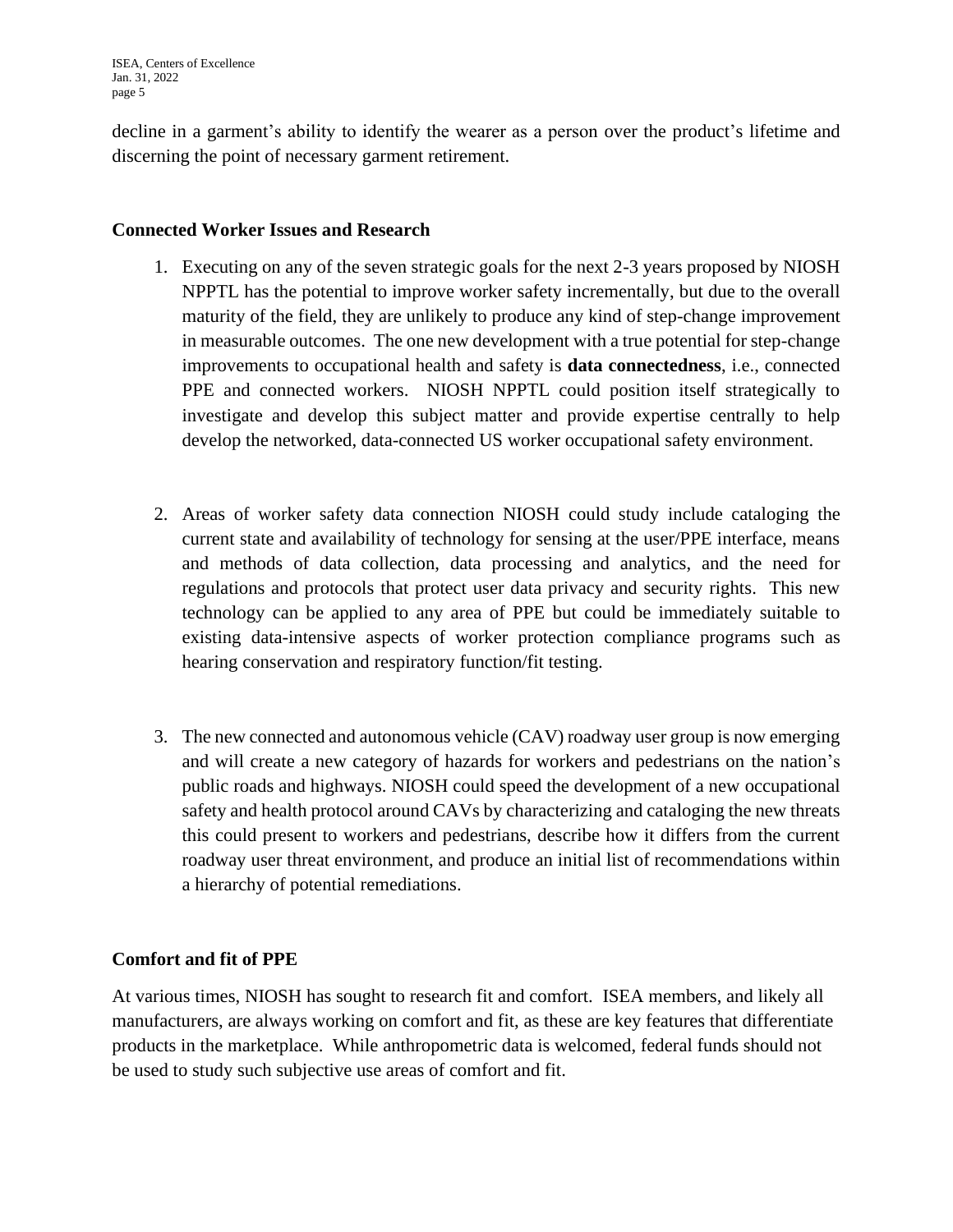decline in a garment's ability to identify the wearer as a person over the product's lifetime and discerning the point of necessary garment retirement.

## Connected Worker Issues and Research

1. Executing on any of the seven strategic goals for the next 2-3 years proposed by NIOSH NPPTL has the potential to improve worker safety incrementally, but due to the overall maturity of the field, they are unlikely to produce any kind of step-change improvement in measurable outcomes. The one new development with a true potential for step-change improvements to occupational health and safety is **data connectedness**, i.e., connected PPE and connected workers. NIOSH NPPTL could position itself strategically to investigate and develop this subject matter and provide expertise centrally to help develop the networked, data-connected US worker occupational safety environment.

2. Areas of worker safety data connection NIOSH could study include cataloging the current state and availability of technology for sensing at the user/PPE interface, means and methods of data collection, data processing and analytics, and the need for regulations and protocols that protect user data privacy and security rights. This new technology can be applied to any area of PPE but could be immediately suitable to existing data-intensive aspects of worker protection compliance programs such as hearing conservation and respiratory function/fit testing.

3. The new connected and autonomous vehicle (CAV) roadway user group is now emerging and will create a new category of hazards for workers and pedestrians on the nation's public roads and highways. NIOSH could speed the development of a new occupational safety and health protocol around CAVs by characterizing and cataloging the new threats this could present to workers and pedestrians, describe how it differs from the current roadway user threat environment, and produce an initial list of recommendations within a hierarchy of potential remediations.

## Comfort and fit of PPE

At various times, NIOSH has sought to research fit and comfort. ISEA members, and likely all manufacturers, are always working on comfort and fit, as these are key features that differentiate products in the marketplace. While anthropometric data is welcomed, federal funds should not be used to study such subjective use areas of comfort and fit.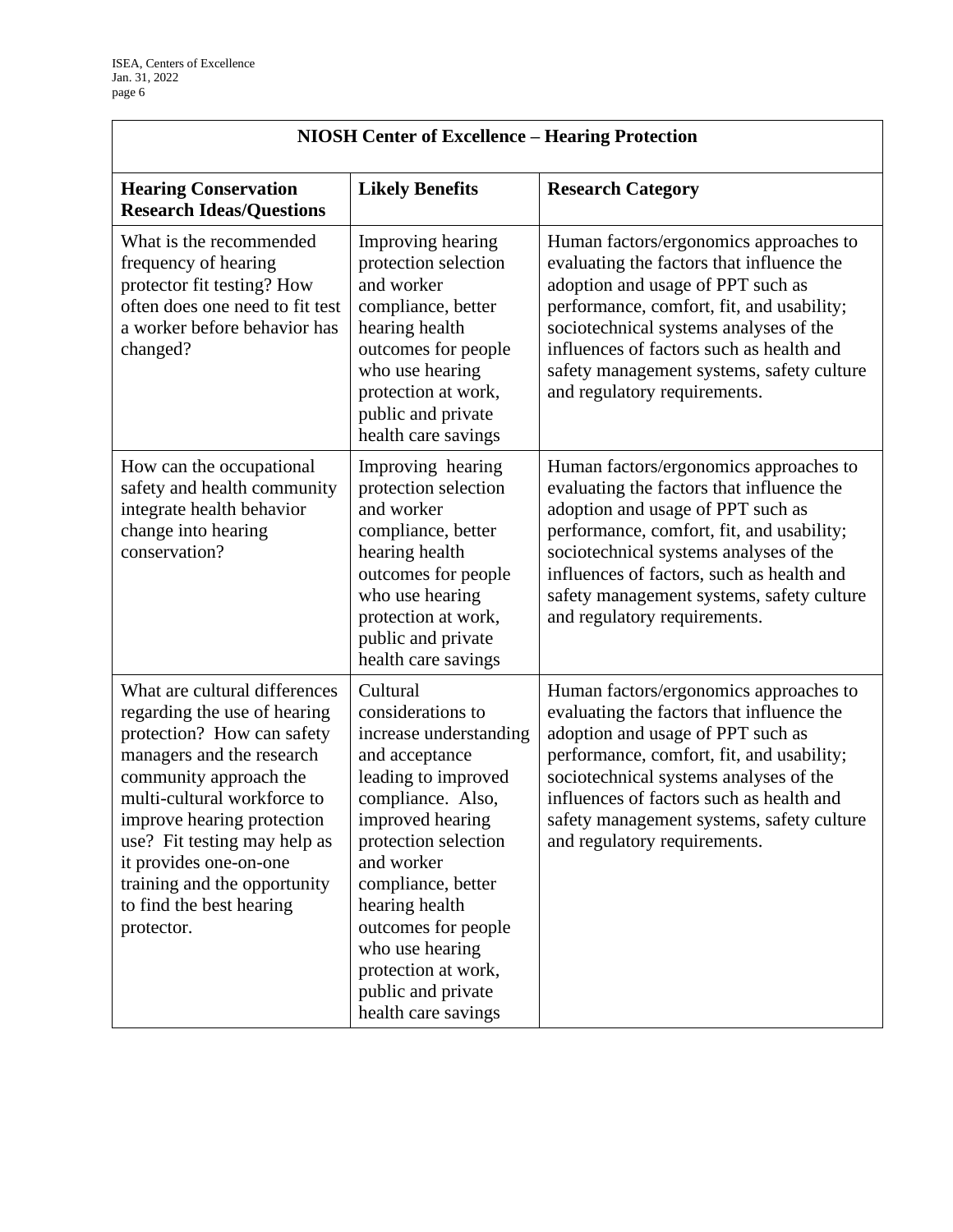| NIOSH Center of Excellence – Hearing Protection | | |
|---|---|---|
| **Hearing Conservation Research Ideas/Questions** | **Likely Benefits** | **Research Category** |
| What is the recommended frequency of hearing protector fit testing? How often does one need to fit test a worker before behavior has changed? | Improving hearing protection selection and worker compliance, better hearing health outcomes for people who use hearing protection at work, public and private health care savings | Human factors/ergonomics approaches to evaluating the factors that influence the adoption and usage of PPT such as performance, comfort, fit, and usability; sociotechnical systems analyses of the influences of factors such as health and safety management systems, safety culture and regulatory requirements. |
| How can the occupational safety and health community integrate health behavior change into hearing conservation? | Improving hearing protection selection and worker compliance, better hearing health outcomes for people who use hearing protection at work, public and private health care savings | Human factors/ergonomics approaches to evaluating the factors that influence the adoption and usage of PPT such as performance, comfort, fit, and usability; sociotechnical systems analyses of the influences of factors, such as health and safety management systems, safety culture and regulatory requirements. |
| What are cultural differences regarding the use of hearing protection? How can safety managers and the research community approach the multi-cultural workforce to improve hearing protection use? Fit testing may help as it provides one-on-one training and the opportunity to find the best hearing protector. | Cultural considerations to increase understanding and acceptance leading to improved compliance. Also, improved hearing protection selection and worker compliance, better hearing health outcomes for people who use hearing protection at work, public and private health care savings | Human factors/ergonomics approaches to evaluating the factors that influence the adoption and usage of PPT such as performance, comfort, fit, and usability; sociotechnical systems analyses of the influences of factors such as health and safety management systems, safety culture and regulatory requirements. |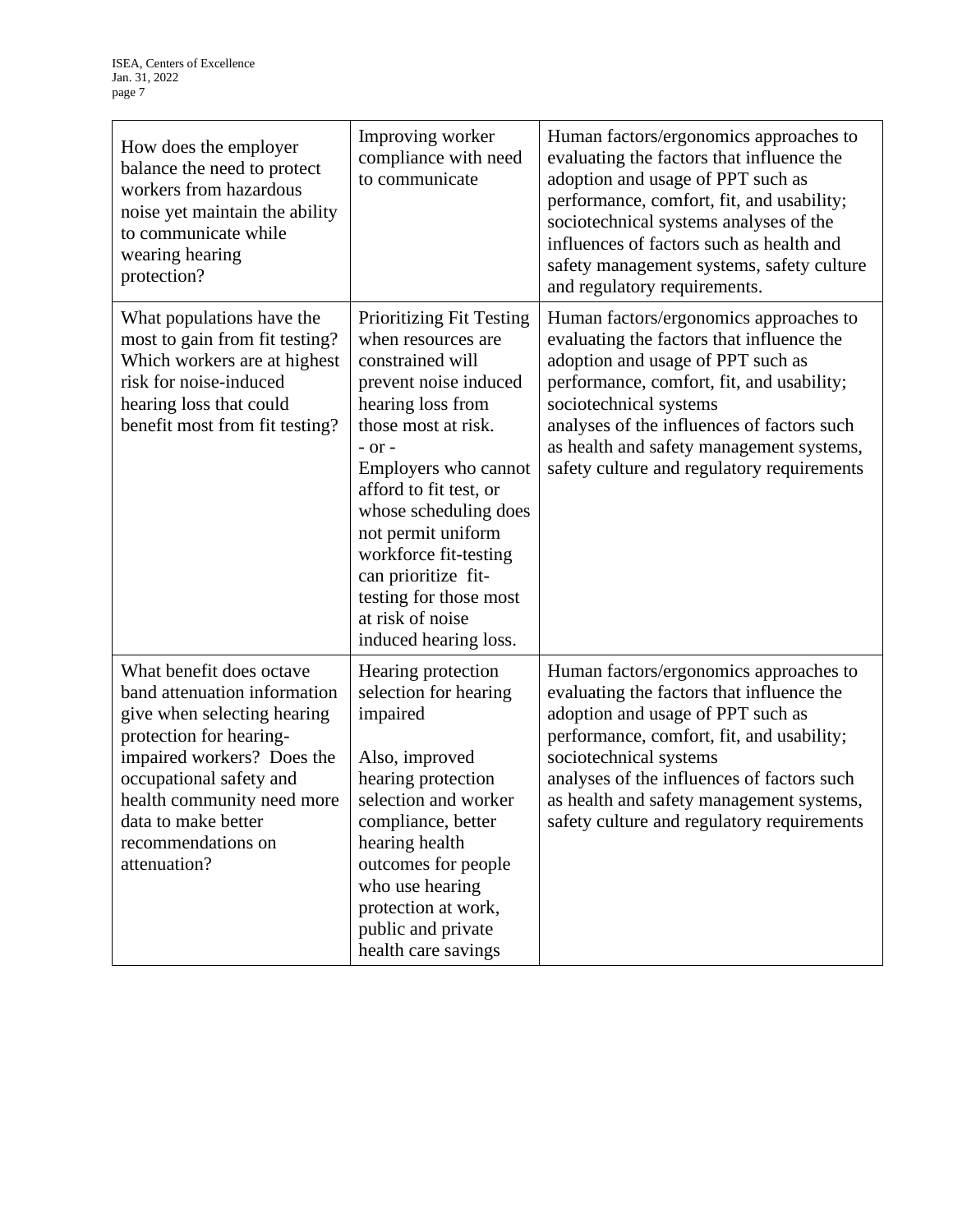| | | |
|---|---|---|
| How does the employer balance the need to protect workers from hazardous noise yet maintain the ability to communicate while wearing hearing protection? | Improving worker compliance with need to communicate | Human factors/ergonomics approaches to evaluating the factors that influence the adoption and usage of PPT such as performance, comfort, fit, and usability; sociotechnical systems analyses of the influences of factors such as health and safety management systems, safety culture and regulatory requirements. |
| What populations have the most to gain from fit testing? Which workers are at highest risk for noise-induced hearing loss that could benefit most from fit testing? | Prioritizing Fit Testing when resources are constrained will prevent noise induced hearing loss from those most at risk.<br>- or -<br>Employers who cannot afford to fit test, or whose scheduling does not permit uniform workforce fit-testing can prioritize fit-testing for those most at risk of noise induced hearing loss. | Human factors/ergonomics approaches to evaluating the factors that influence the adoption and usage of PPT such as performance, comfort, fit, and usability; sociotechnical systems analyses of the influences of factors such as health and safety management systems, safety culture and regulatory requirements |
| What benefit does octave band attenuation information give when selecting hearing protection for hearing-impaired workers? Does the occupational safety and health community need more data to make better recommendations on attenuation? | Hearing protection selection for hearing impaired<br><br>Also, improved hearing protection selection and worker compliance, better hearing health outcomes for people who use hearing protection at work, public and private health care savings | Human factors/ergonomics approaches to evaluating the factors that influence the adoption and usage of PPT such as performance, comfort, fit, and usability; sociotechnical systems analyses of the influences of factors such as health and safety management systems, safety culture and regulatory requirements |